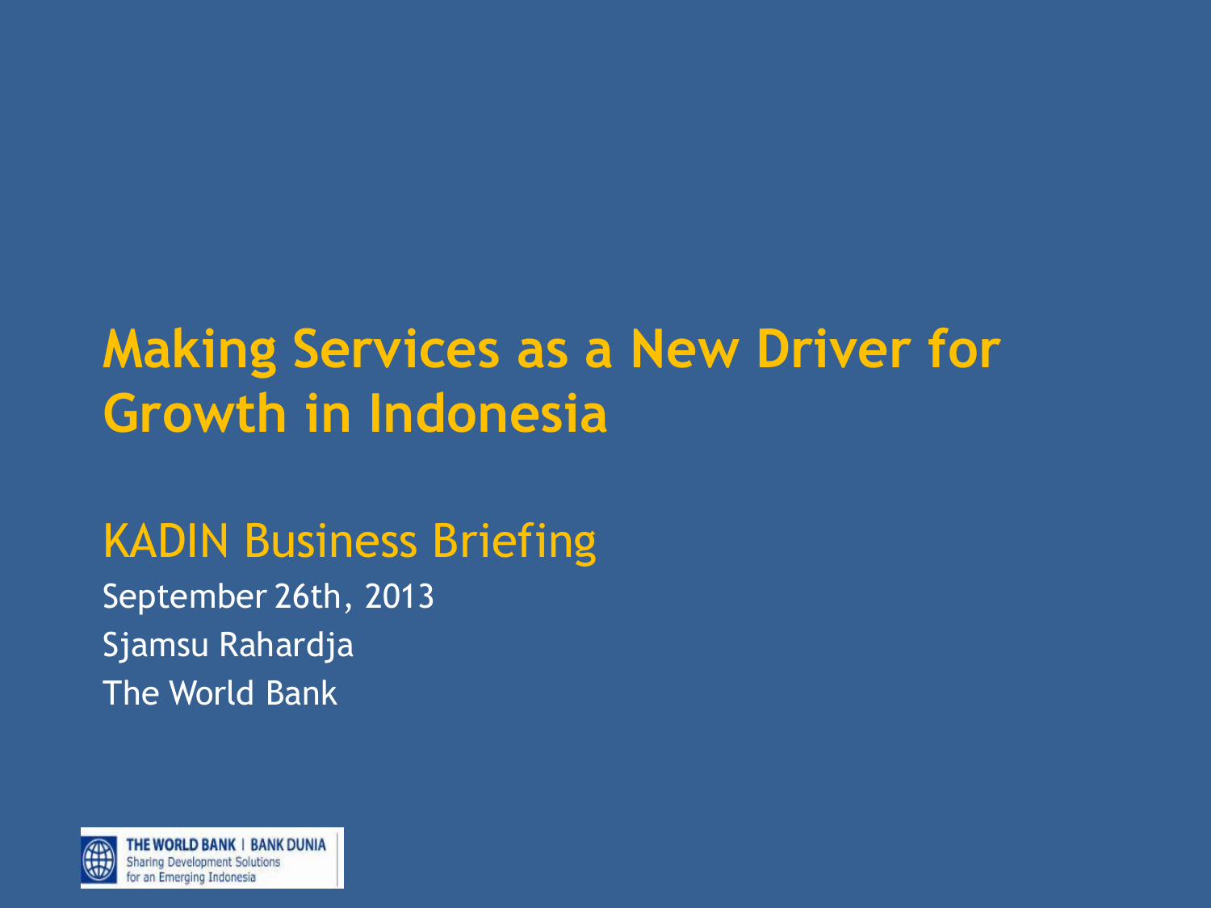# Making Services as a New Driver for Growth in Indonesia

## KADIN Business Briefing

September 26th, 2013

Sjamsu Rahardja

The World Bank

THE WORLD BANK | BANK DUNIA
Sharing Development Solutions
for an Emerging Indonesia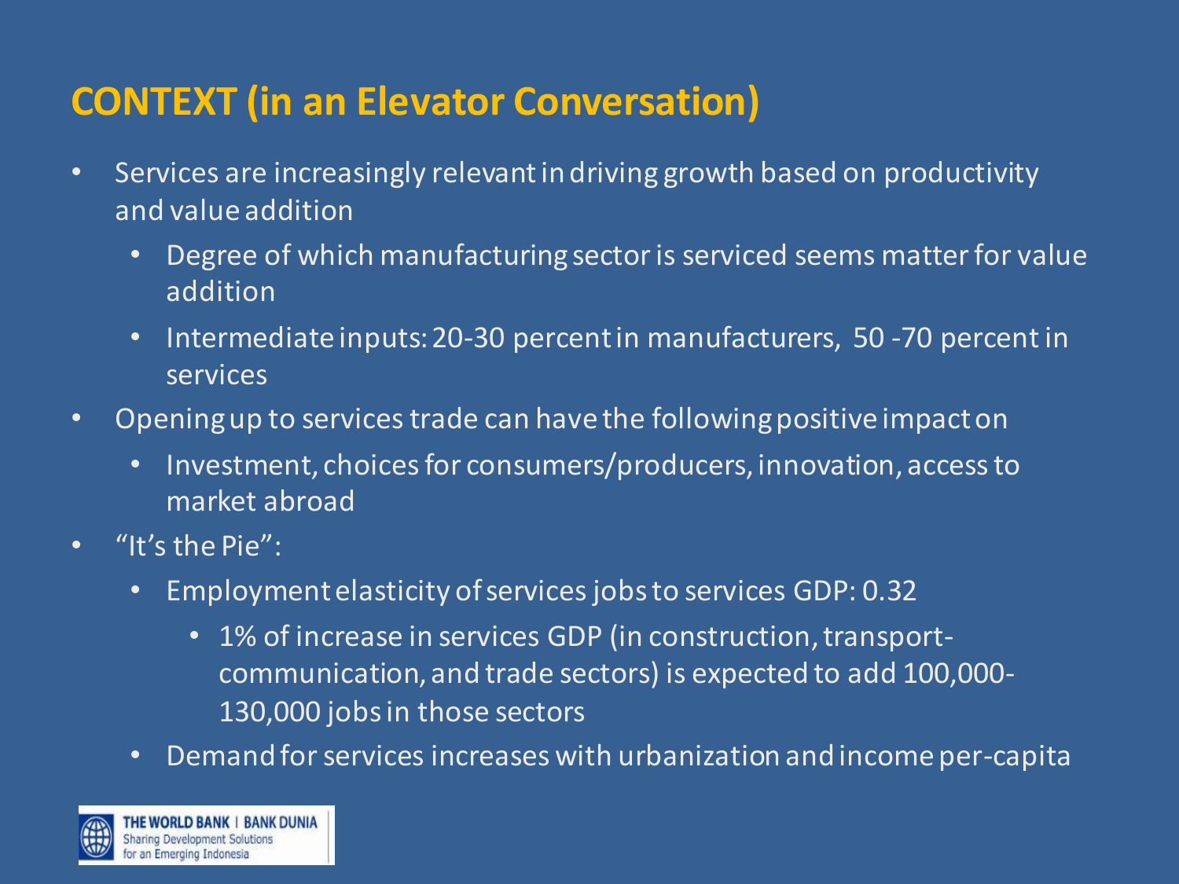# CONTEXT (in an Elevator Conversation)

- Services are increasingly relevant in driving growth based on productivity and value addition
  - Degree of which manufacturing sector is serviced seems matter for value addition
  - Intermediate inputs: 20-30 percent in manufacturers, 50 -70 percent in services
- Opening up to services trade can have the following positive impact on
  - Investment, choices for consumers/producers, innovation, access to market abroad
- "It's the Pie":
  - Employment elasticity of services jobs to services GDP: 0.32
    - 1% of increase in services GDP (in construction, transport-communication, and trade sectors) is expected to add 100,000-130,000 jobs in those sectors
  - Demand for services increases with urbanization and income per-capita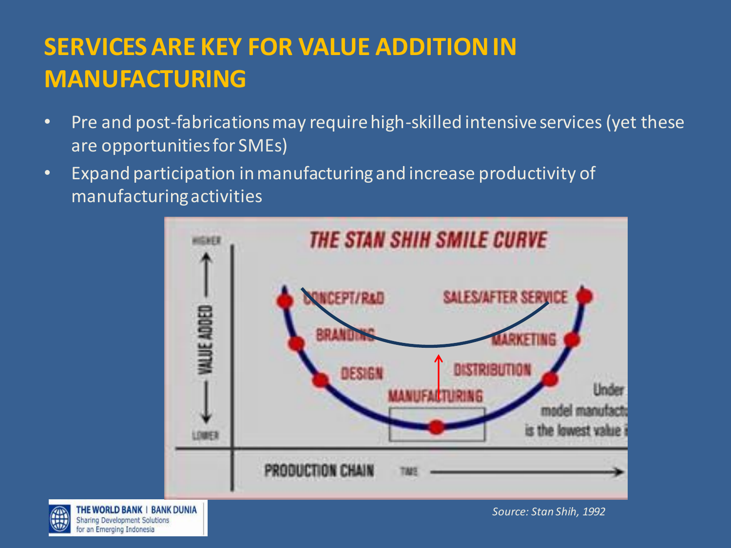# SERVICES ARE KEY FOR VALUE ADDITION IN MANUFACTURING

- Pre and post-fabrications may require high-skilled intensive services (yet these are opportunities for SMEs)
- Expand participation in manufacturing and increase productivity of manufacturing activities

*Source: Stan Shih, 1992*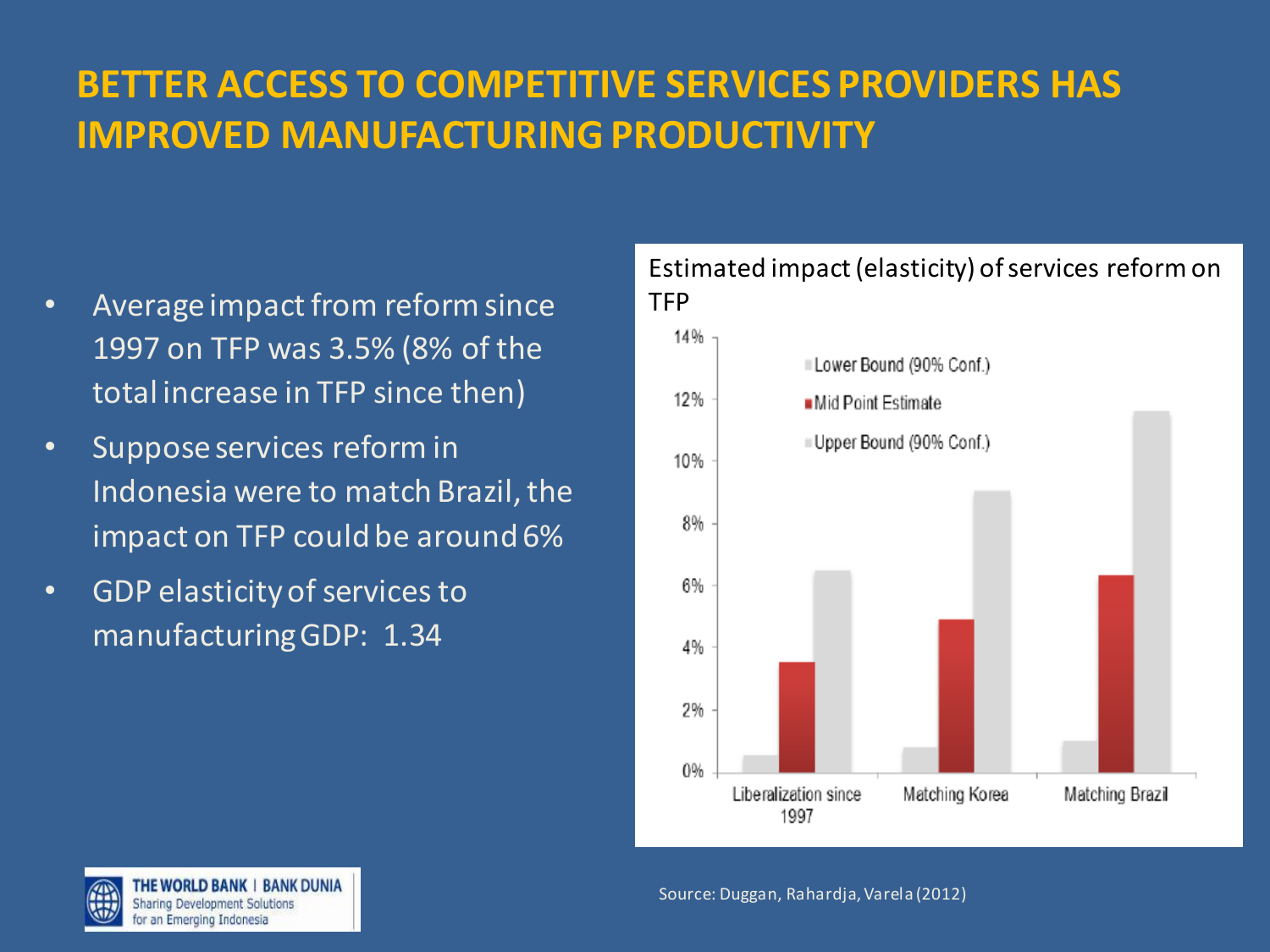# BETTER ACCESS TO COMPETITIVE SERVICES PROVIDERS HAS IMPROVED MANUFACTURING PRODUCTIVITY

- Average impact from reform since 1997 on TFP was 3.5% (8% of the total increase in TFP since then)
- Suppose services reform in Indonesia were to match Brazil, the impact on TFP could be around 6%
- GDP elasticity of services to manufacturing GDP: 1.34

Estimated impact (elasticity) of services reform on TFP

Source: Duggan, Rahardja, Varela (2012)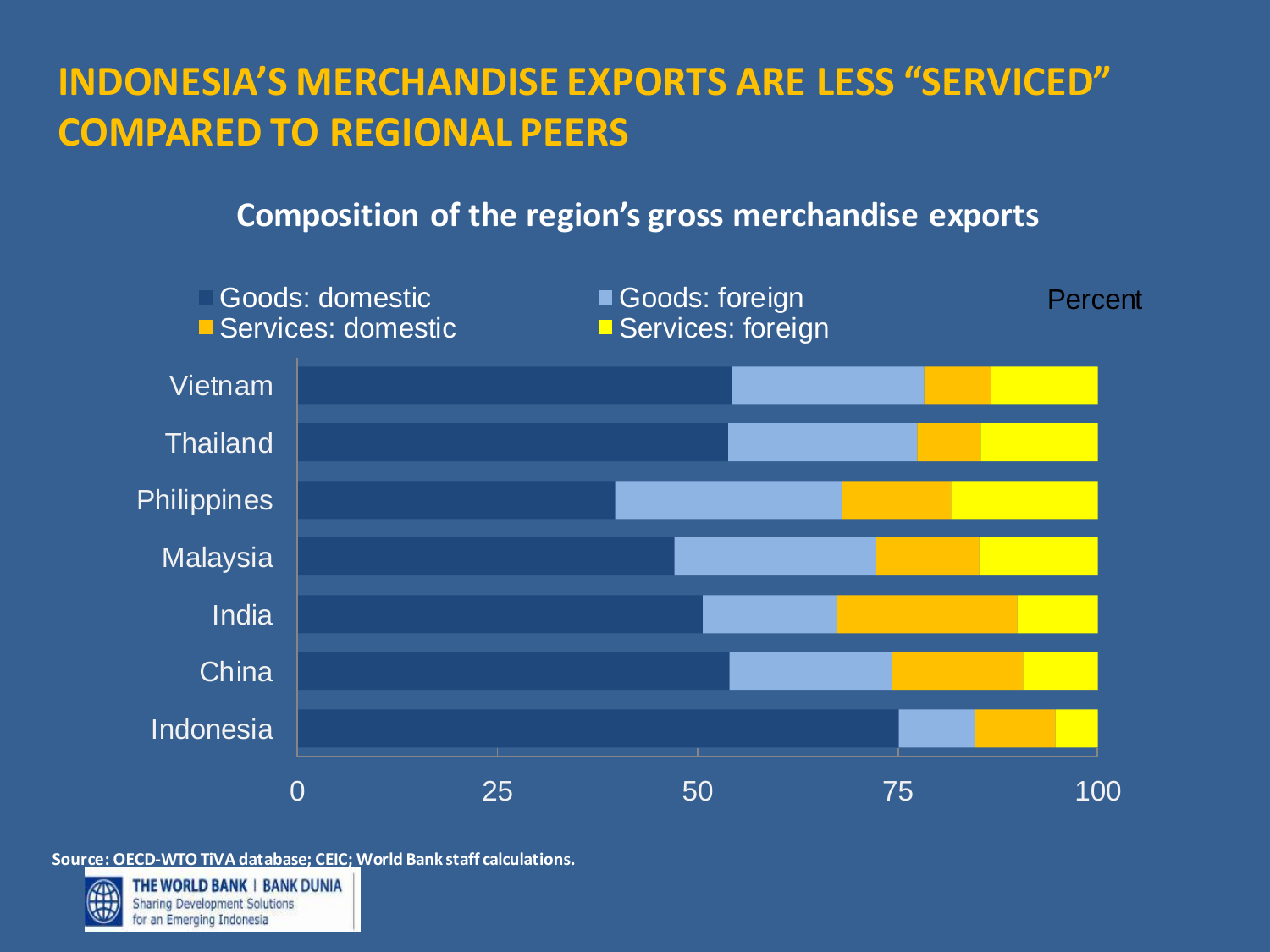# INDONESIA'S MERCHANDISE EXPORTS ARE LESS "SERVICED" COMPARED TO REGIONAL PEERS

## Composition of the region's gross merchandise exports

Goods: domestic | Goods: foreign | Services: domestic | Services: foreign

Percent

Vietnam, Thailand, Philippines, Malaysia, India, China, Indonesia

0 25 50 75 100

**Source: OECD-WTO TiVA database; CEIC; World Bank staff calculations.**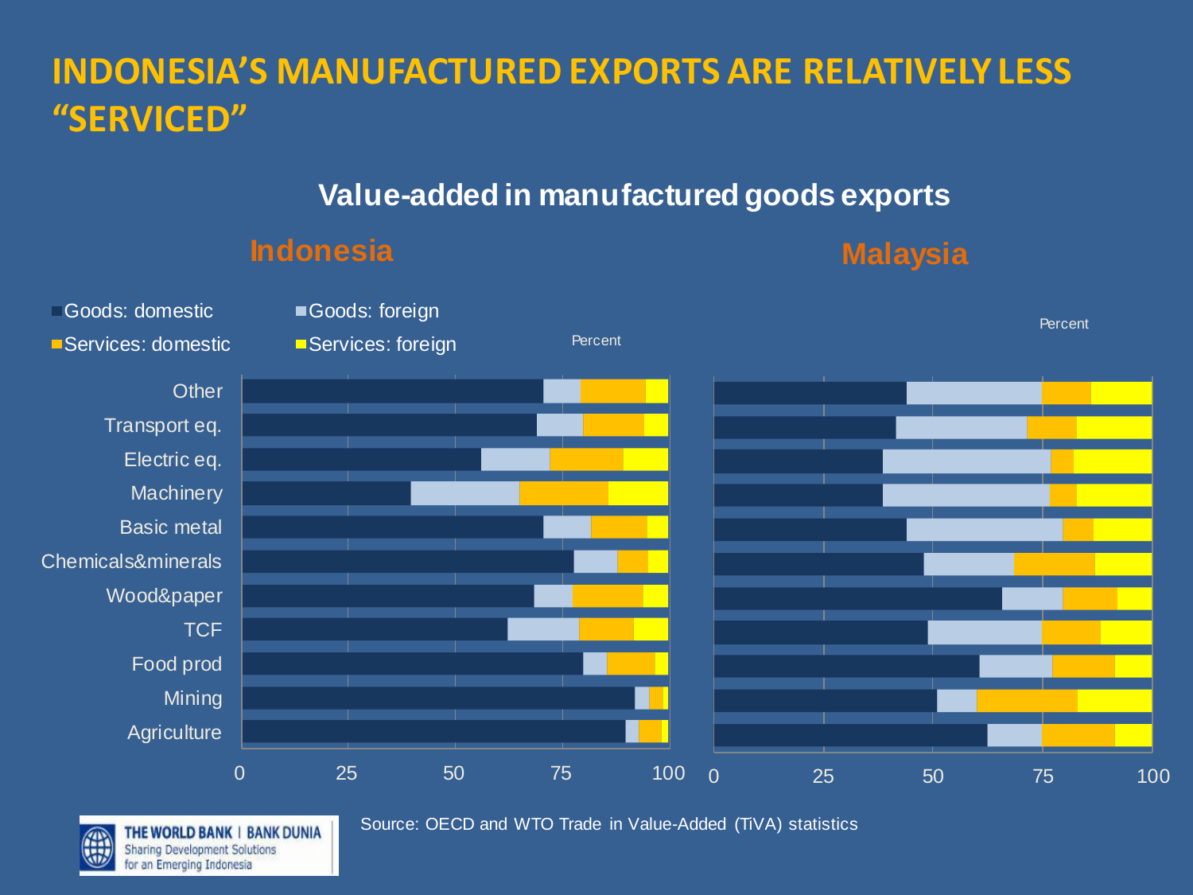# INDONESIA'S MANUFACTURED EXPORTS ARE RELATIVELY LESS "SERVICED"

## Value-added in manufactured goods exports

### Indonesia

Goods: domestic | Goods: foreign | Services: domestic | Services: foreign

Percent

Other, Transport eq., Electric eq., Machinery, Basic metal, Chemicals&minerals, Wood&paper, TCF, Food prod, Mining, Agriculture

0, 25, 50, 75, 100

### Malaysia

Percent

0, 25, 50, 75, 100

Source: OECD and WTO Trade in Value-Added (TiVA) statistics

THE WORLD BANK | BANK DUNIA
Sharing Development Solutions for an Emerging Indonesia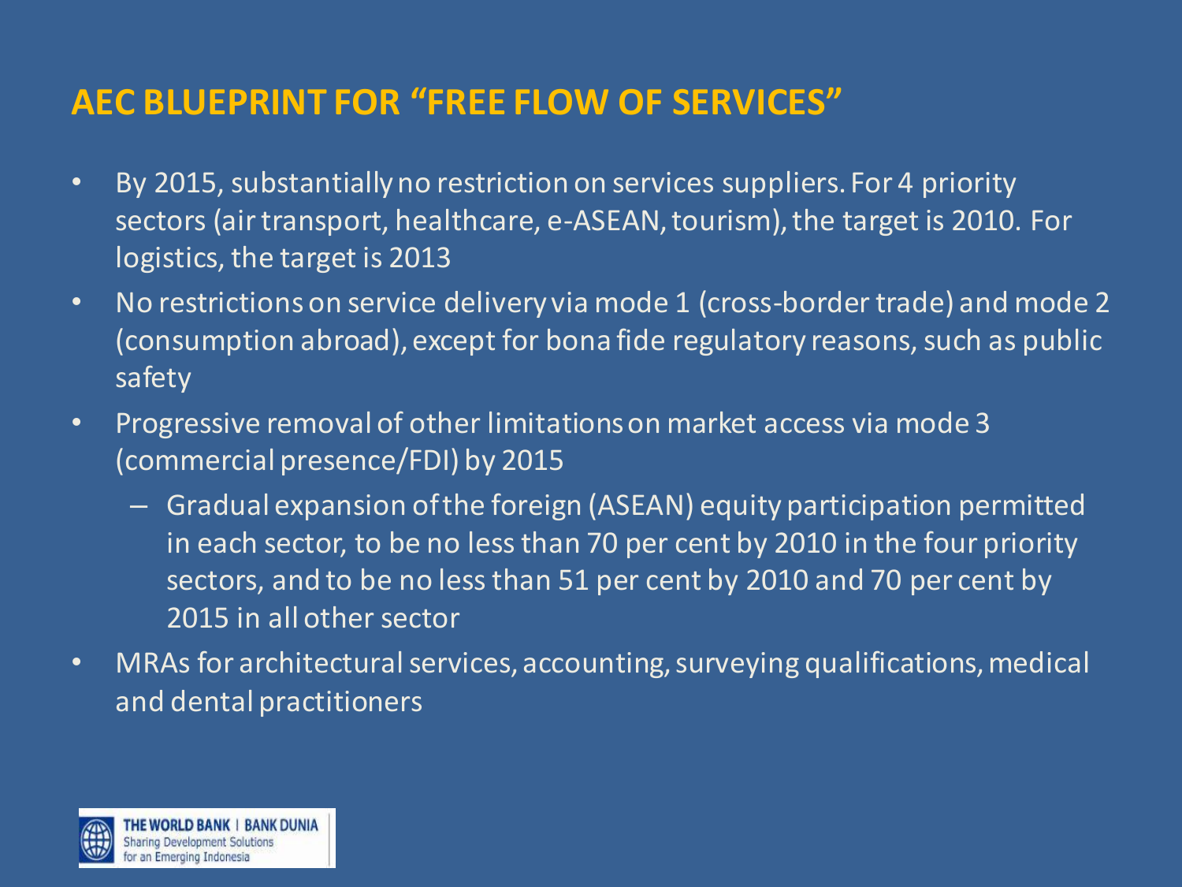# AEC BLUEPRINT FOR "FREE FLOW OF SERVICES"

- By 2015, substantially no restriction on services suppliers. For 4 priority sectors (air transport, healthcare, e-ASEAN, tourism), the target is 2010. For logistics, the target is 2013
- No restrictions on service delivery via mode 1 (cross-border trade) and mode 2 (consumption abroad), except for bona fide regulatory reasons, such as public safety
- Progressive removal of other limitations on market access via mode 3 (commercial presence/FDI) by 2015
  - Gradual expansion of the foreign (ASEAN) equity participation permitted in each sector, to be no less than 70 per cent by 2010 in the four priority sectors, and to be no less than 51 per cent by 2010 and 70 per cent by 2015 in all other sector
- MRAs for architectural services, accounting, surveying qualifications, medical and dental practitioners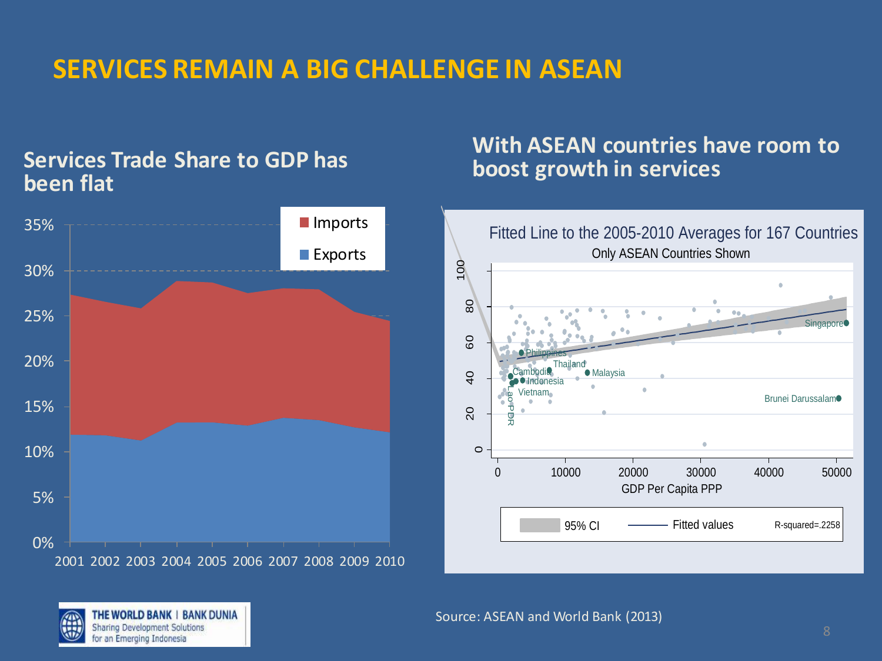# SERVICES REMAIN A BIG CHALLENGE IN ASEAN

## Services Trade Share to GDP has been flat

Imports
Exports

35%
30%
25%
20%
15%
10%
5%
0%

2001 2002 2003 2004 2005 2006 2007 2008 2009 2010

## With ASEAN countries have room to boost growth in services

Fitted Line to the 2005-2010 Averages for 167 Countries

Only ASEAN Countries Shown

Philippines, Thailand, Cambodia, Malaysia, Indonesia, Vietnam, Lao PDR, Singapore, Brunei Darussalam

GDP Per Capita PPP

95% CI — Fitted values — R-squared=.2258

Source: ASEAN and World Bank (2013)

THE WORLD BANK | BANK DUNIA
Sharing Development Solutions for an Emerging Indonesia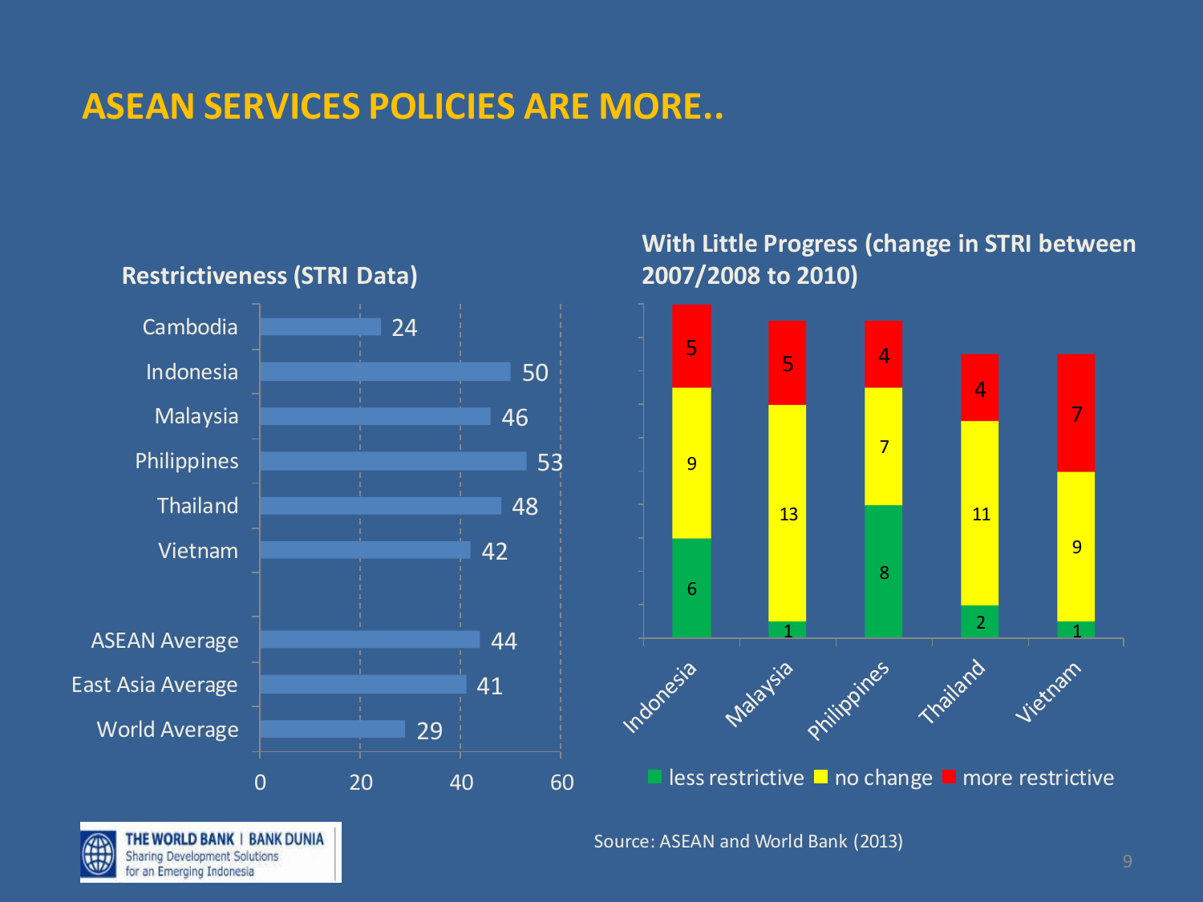# ASEAN SERVICES POLICIES ARE MORE..

## Restrictiveness (STRI Data)

| Country | STRI |
|---|---|
| Cambodia | 24 |
| Indonesia | 50 |
| Malaysia | 46 |
| Philippines | 53 |
| Thailand | 48 |
| Vietnam | 42 |
| ASEAN Average | 44 |
| East Asia Average | 41 |
| World Average | 29 |

## With Little Progress (change in STRI between 2007/2008 to 2010)

| Country | less restrictive | no change | more restrictive |
|---|---|---|---|
| Indonesia | 6 | 9 | 5 |
| Malaysia | 1 | 13 | 5 |
| Philippines | 8 | 7 | 4 |
| Thailand | 2 | 11 | 4 |
| Vietnam | 1 | 9 | 7 |

Source: ASEAN and World Bank (2013)

THE WORLD BANK | BANK DUNIA
Sharing Development Solutions for an Emerging Indonesia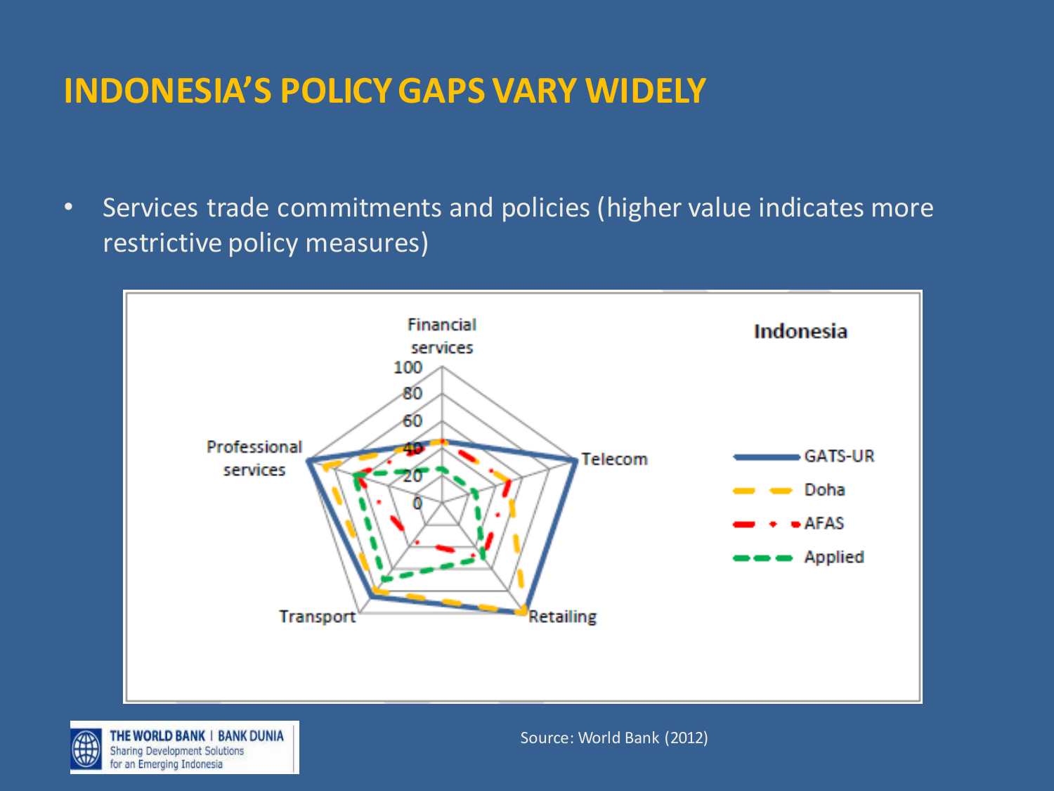# INDONESIA'S POLICY GAPS VARY WIDELY

- Services trade commitments and policies (higher value indicates more restrictive policy measures)

Source: World Bank (2012)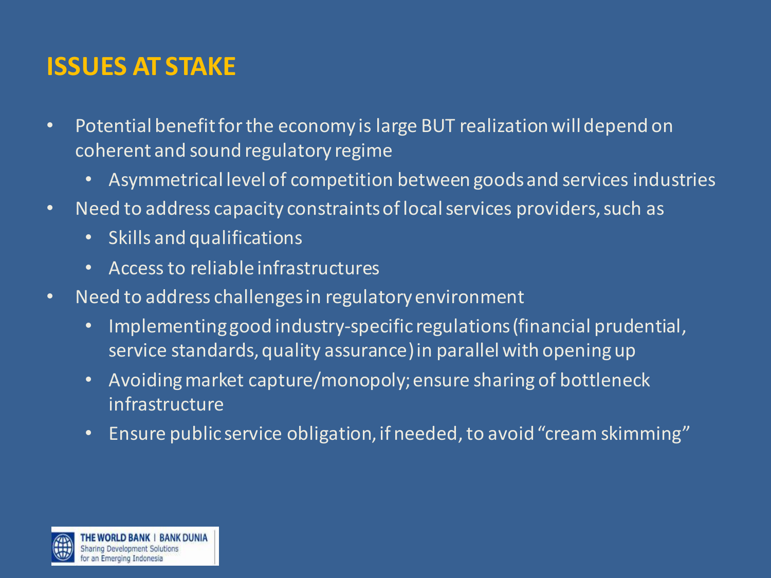# ISSUES AT STAKE

- Potential benefit for the economy is large BUT realization will depend on coherent and sound regulatory regime
  - Asymmetrical level of competition between goods and services industries
- Need to address capacity constraints of local services providers, such as
  - Skills and qualifications
  - Access to reliable infrastructures
- Need to address challenges in regulatory environment
  - Implementing good industry-specific regulations (financial prudential, service standards, quality assurance) in parallel with opening up
  - Avoiding market capture/monopoly; ensure sharing of bottleneck infrastructure
  - Ensure public service obligation, if needed, to avoid "cream skimming"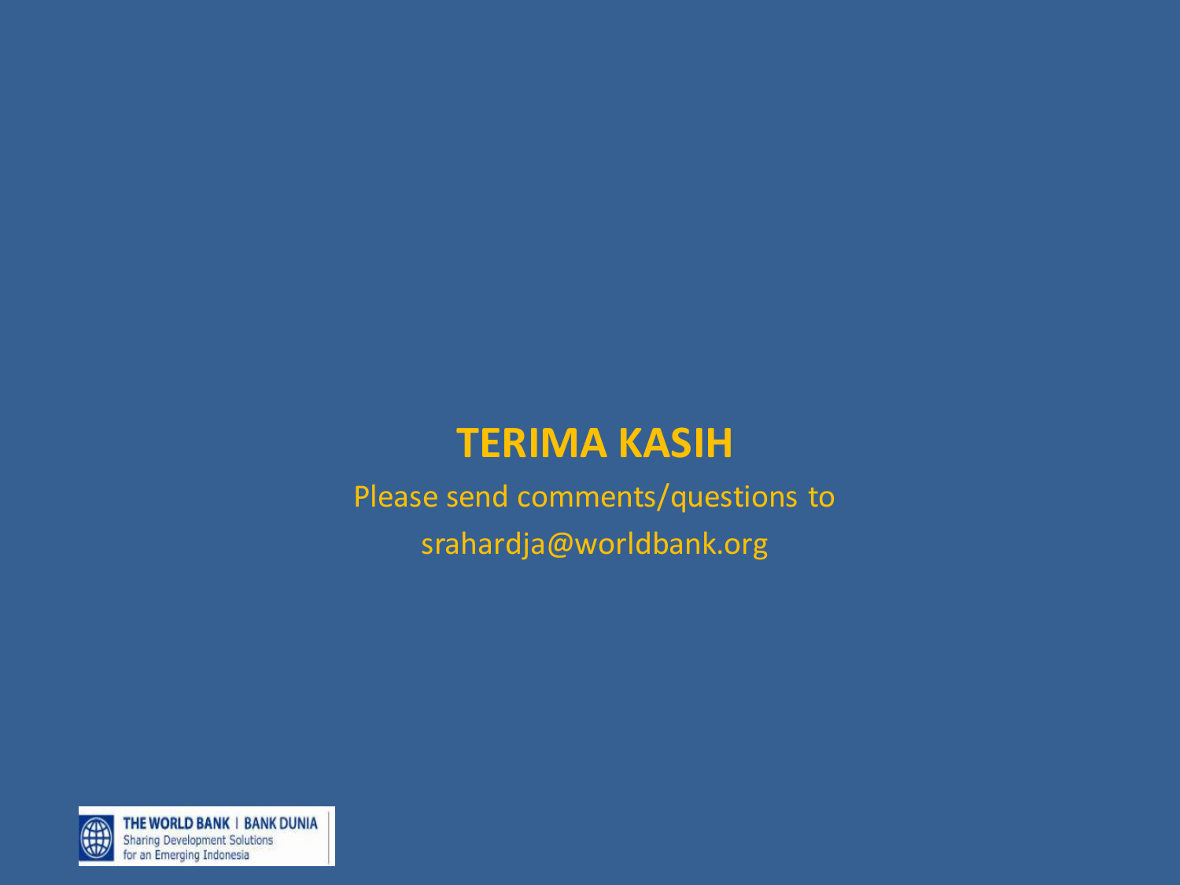# TERIMA KASIH

Please send comments/questions to

srahardja@worldbank.org

THE WORLD BANK | BANK DUNIA
Sharing Development Solutions
for an Emerging Indonesia